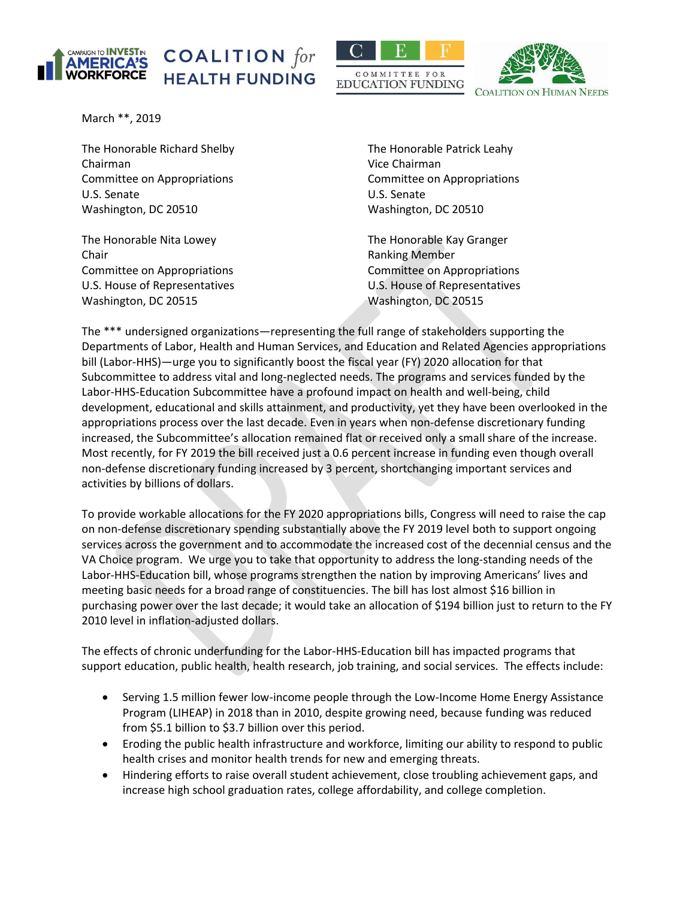CAMPAIGN TO INVEST IN AMERICA'S WORKFORCE | COALITION *for* HEALTH FUNDING | CEF COMMITTEE FOR EDUCATION FUNDING | COALITION ON HUMAN NEEDS

March **, 2019

The Honorable Richard Shelby
Chairman
Committee on Appropriations
U.S. Senate
Washington, DC 20510

The Honorable Patrick Leahy
Vice Chairman
Committee on Appropriations
U.S. Senate
Washington, DC 20510

The Honorable Nita Lowey
Chair
Committee on Appropriations
U.S. House of Representatives
Washington, DC 20515

The Honorable Kay Granger
Ranking Member
Committee on Appropriations
U.S. House of Representatives
Washington, DC 20515

The *** undersigned organizations—representing the full range of stakeholders supporting the Departments of Labor, Health and Human Services, and Education and Related Agencies appropriations bill (Labor-HHS)—urge you to significantly boost the fiscal year (FY) 2020 allocation for that Subcommittee to address vital and long-neglected needs. The programs and services funded by the Labor-HHS-Education Subcommittee have a profound impact on health and well-being, child development, educational and skills attainment, and productivity, yet they have been overlooked in the appropriations process over the last decade. Even in years when non-defense discretionary funding increased, the Subcommittee's allocation remained flat or received only a small share of the increase. Most recently, for FY 2019 the bill received just a 0.6 percent increase in funding even though overall non-defense discretionary funding increased by 3 percent, shortchanging important services and activities by billions of dollars.

To provide workable allocations for the FY 2020 appropriations bills, Congress will need to raise the cap on non-defense discretionary spending substantially above the FY 2019 level both to support ongoing services across the government and to accommodate the increased cost of the decennial census and the VA Choice program. We urge you to take that opportunity to address the long-standing needs of the Labor-HHS-Education bill, whose programs strengthen the nation by improving Americans' lives and meeting basic needs for a broad range of constituencies. The bill has lost almost $16 billion in purchasing power over the last decade; it would take an allocation of $194 billion just to return to the FY 2010 level in inflation-adjusted dollars.

The effects of chronic underfunding for the Labor-HHS-Education bill has impacted programs that support education, public health, health research, job training, and social services. The effects include:

- Serving 1.5 million fewer low-income people through the Low-Income Home Energy Assistance Program (LIHEAP) in 2018 than in 2010, despite growing need, because funding was reduced from $5.1 billion to $3.7 billion over this period.
- Eroding the public health infrastructure and workforce, limiting our ability to respond to public health crises and monitor health trends for new and emerging threats.
- Hindering efforts to raise overall student achievement, close troubling achievement gaps, and increase high school graduation rates, college affordability, and college completion.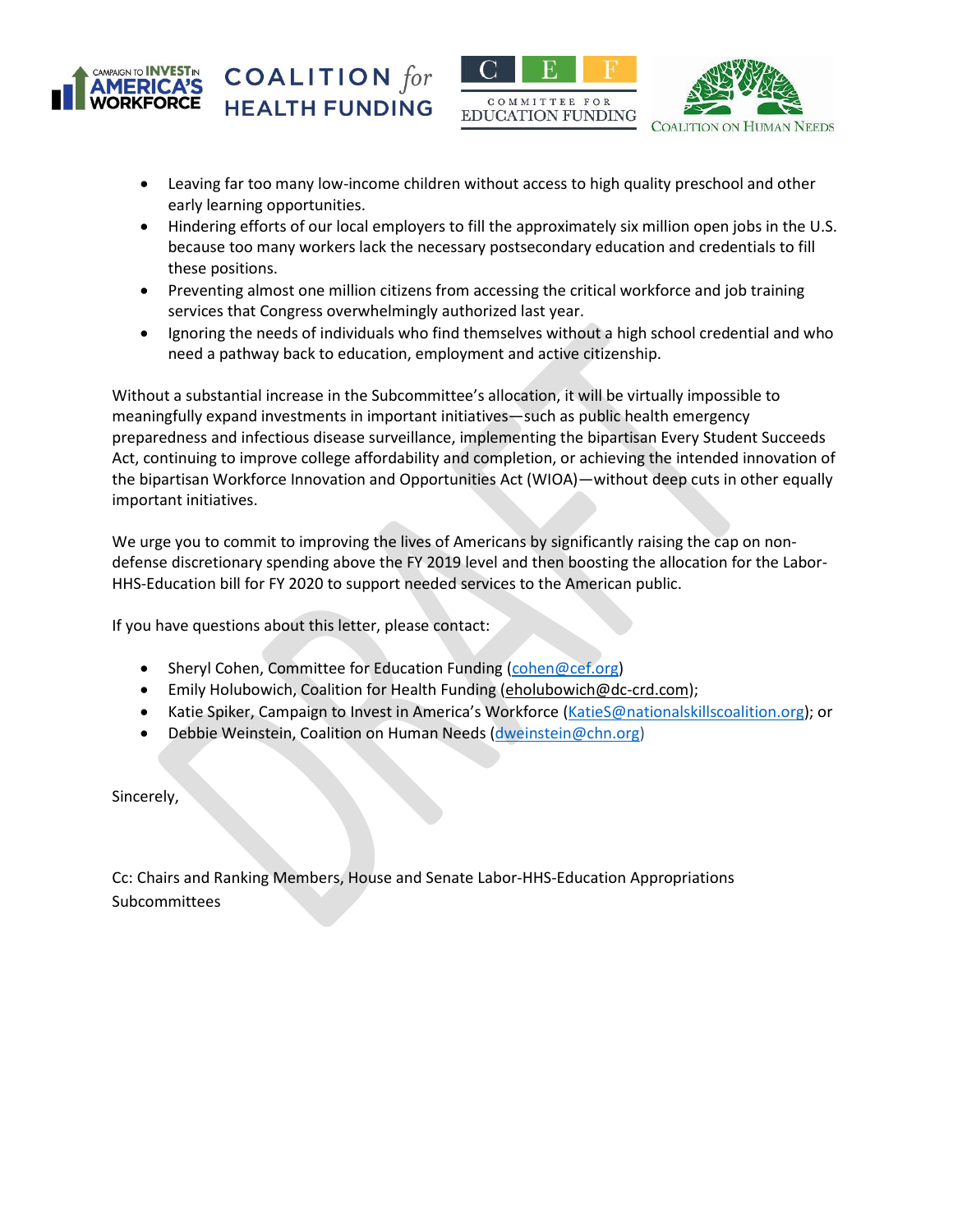- Leaving far too many low-income children without access to high quality preschool and other early learning opportunities.
- Hindering efforts of our local employers to fill the approximately six million open jobs in the U.S. because too many workers lack the necessary postsecondary education and credentials to fill these positions.
- Preventing almost one million citizens from accessing the critical workforce and job training services that Congress overwhelmingly authorized last year.
- Ignoring the needs of individuals who find themselves without a high school credential and who need a pathway back to education, employment and active citizenship.

Without a substantial increase in the Subcommittee's allocation, it will be virtually impossible to meaningfully expand investments in important initiatives—such as public health emergency preparedness and infectious disease surveillance, implementing the bipartisan Every Student Succeeds Act, continuing to improve college affordability and completion, or achieving the intended innovation of the bipartisan Workforce Innovation and Opportunities Act (WIOA)—without deep cuts in other equally important initiatives.

We urge you to commit to improving the lives of Americans by significantly raising the cap on non-defense discretionary spending above the FY 2019 level and then boosting the allocation for the Labor-HHS-Education bill for FY 2020 to support needed services to the American public.

If you have questions about this letter, please contact:

- Sheryl Cohen, Committee for Education Funding (cohen@cef.org)
- Emily Holubowich, Coalition for Health Funding (eholubowich@dc-crd.com);
- Katie Spiker, Campaign to Invest in America's Workforce (KatieS@nationalskillscoalition.org); or
- Debbie Weinstein, Coalition on Human Needs (dweinstein@chn.org)

Sincerely,

Cc: Chairs and Ranking Members, House and Senate Labor-HHS-Education Appropriations Subcommittees